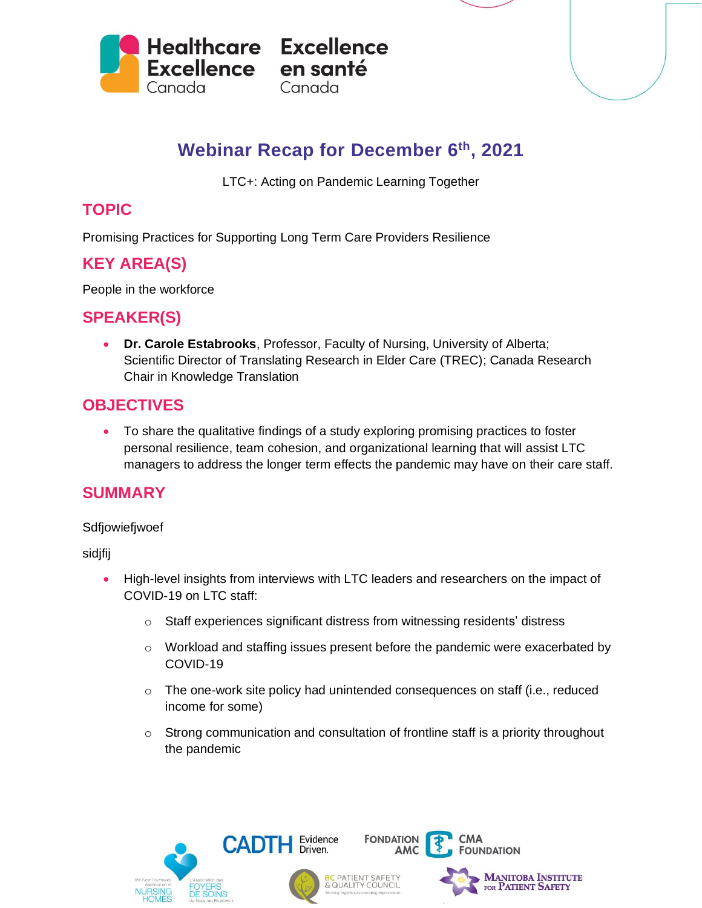Healthcare Excellence Canada | Excellence en santé Canada

# Webinar Recap for December 6th, 2021

LTC+: Acting on Pandemic Learning Together

## TOPIC

Promising Practices for Supporting Long Term Care Providers Resilience

## KEY AREA(S)

People in the workforce

## SPEAKER(S)

- **Dr. Carole Estabrooks**, Professor, Faculty of Nursing, University of Alberta; Scientific Director of Translating Research in Elder Care (TREC); Canada Research Chair in Knowledge Translation

## OBJECTIVES

- To share the qualitative findings of a study exploring promising practices to foster personal resilience, team cohesion, and organizational learning that will assist LTC managers to address the longer term effects the pandemic may have on their care staff.

## SUMMARY

Sdfjowiefjwoef

sidjfij

- High-level insights from interviews with LTC leaders and researchers on the impact of COVID-19 on LTC staff:
  - Staff experiences significant distress from witnessing residents' distress
  - Workload and staffing issues present before the pandemic were exacerbated by COVID-19
  - The one-work site policy had unintended consequences on staff (i.e., reduced income for some)
  - Strong communication and consultation of frontline staff is a priority throughout the pandemic

The New Brunswick Association of Nursing Homes | L'Association des Foyers de Soins du Nouveau-Brunswick | CADTH Evidence Driven. | Fondation AMC | CMA Foundation | BC Patient Safety & Quality Council | Manitoba Institute for Patient Safety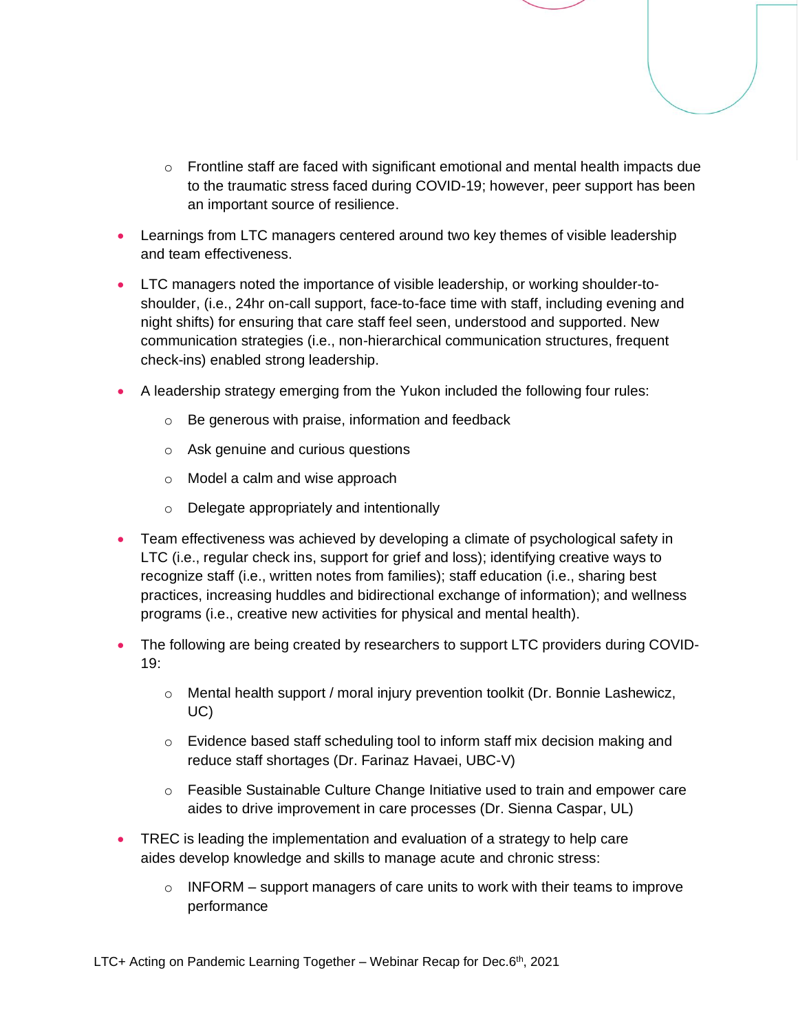- Frontline staff are faced with significant emotional and mental health impacts due to the traumatic stress faced during COVID-19; however, peer support has been an important source of resilience.

- Learnings from LTC managers centered around two key themes of visible leadership and team effectiveness.
- LTC managers noted the importance of visible leadership, or working shoulder-to-shoulder, (i.e., 24hr on-call support, face-to-face time with staff, including evening and night shifts) for ensuring that care staff feel seen, understood and supported. New communication strategies (i.e., non-hierarchical communication structures, frequent check-ins) enabled strong leadership.
- A leadership strategy emerging from the Yukon included the following four rules:
    - Be generous with praise, information and feedback
    - Ask genuine and curious questions
    - Model a calm and wise approach
    - Delegate appropriately and intentionally
- Team effectiveness was achieved by developing a climate of psychological safety in LTC (i.e., regular check ins, support for grief and loss); identifying creative ways to recognize staff (i.e., written notes from families); staff education (i.e., sharing best practices, increasing huddles and bidirectional exchange of information); and wellness programs (i.e., creative new activities for physical and mental health).
- The following are being created by researchers to support LTC providers during COVID-19:
    - Mental health support / moral injury prevention toolkit (Dr. Bonnie Lashewicz, UC)
    - Evidence based staff scheduling tool to inform staff mix decision making and reduce staff shortages (Dr. Farinaz Havaei, UBC-V)
    - Feasible Sustainable Culture Change Initiative used to train and empower care aides to drive improvement in care processes (Dr. Sienna Caspar, UL)
- TREC is leading the implementation and evaluation of a strategy to help care aides develop knowledge and skills to manage acute and chronic stress:
    - INFORM – support managers of care units to work with their teams to improve performance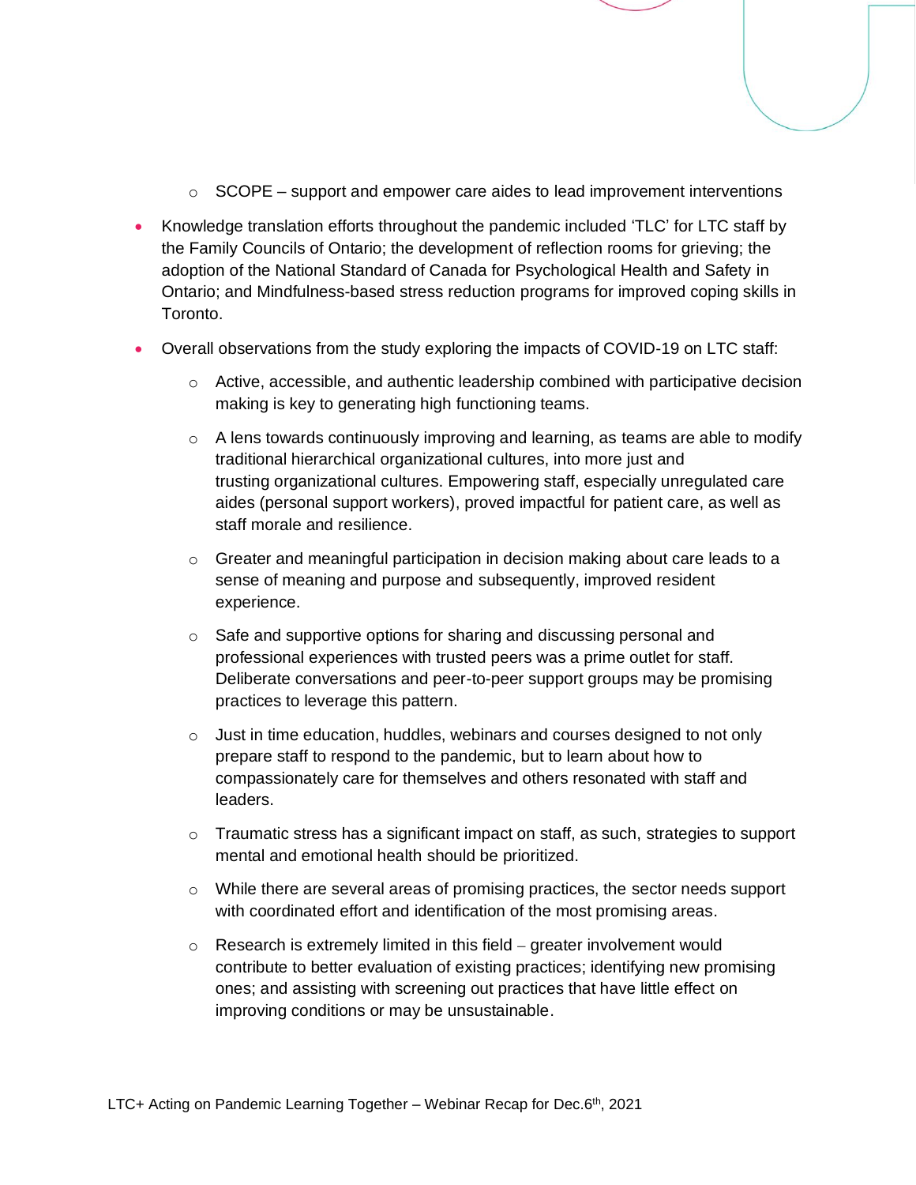- SCOPE – support and empower care aides to lead improvement interventions

- Knowledge translation efforts throughout the pandemic included 'TLC' for LTC staff by the Family Councils of Ontario; the development of reflection rooms for grieving; the adoption of the National Standard of Canada for Psychological Health and Safety in Ontario; and Mindfulness-based stress reduction programs for improved coping skills in Toronto.
- Overall observations from the study exploring the impacts of COVID-19 on LTC staff:
  - Active, accessible, and authentic leadership combined with participative decision making is key to generating high functioning teams.
  - A lens towards continuously improving and learning, as teams are able to modify traditional hierarchical organizational cultures, into more just and trusting organizational cultures. Empowering staff, especially unregulated care aides (personal support workers), proved impactful for patient care, as well as staff morale and resilience.
  - Greater and meaningful participation in decision making about care leads to a sense of meaning and purpose and subsequently, improved resident experience.
  - Safe and supportive options for sharing and discussing personal and professional experiences with trusted peers was a prime outlet for staff. Deliberate conversations and peer-to-peer support groups may be promising practices to leverage this pattern.
  - Just in time education, huddles, webinars and courses designed to not only prepare staff to respond to the pandemic, but to learn about how to compassionately care for themselves and others resonated with staff and leaders.
  - Traumatic stress has a significant impact on staff, as such, strategies to support mental and emotional health should be prioritized.
  - While there are several areas of promising practices, the sector needs support with coordinated effort and identification of the most promising areas.
  - Research is extremely limited in this field – greater involvement would contribute to better evaluation of existing practices; identifying new promising ones; and assisting with screening out practices that have little effect on improving conditions or may be unsustainable.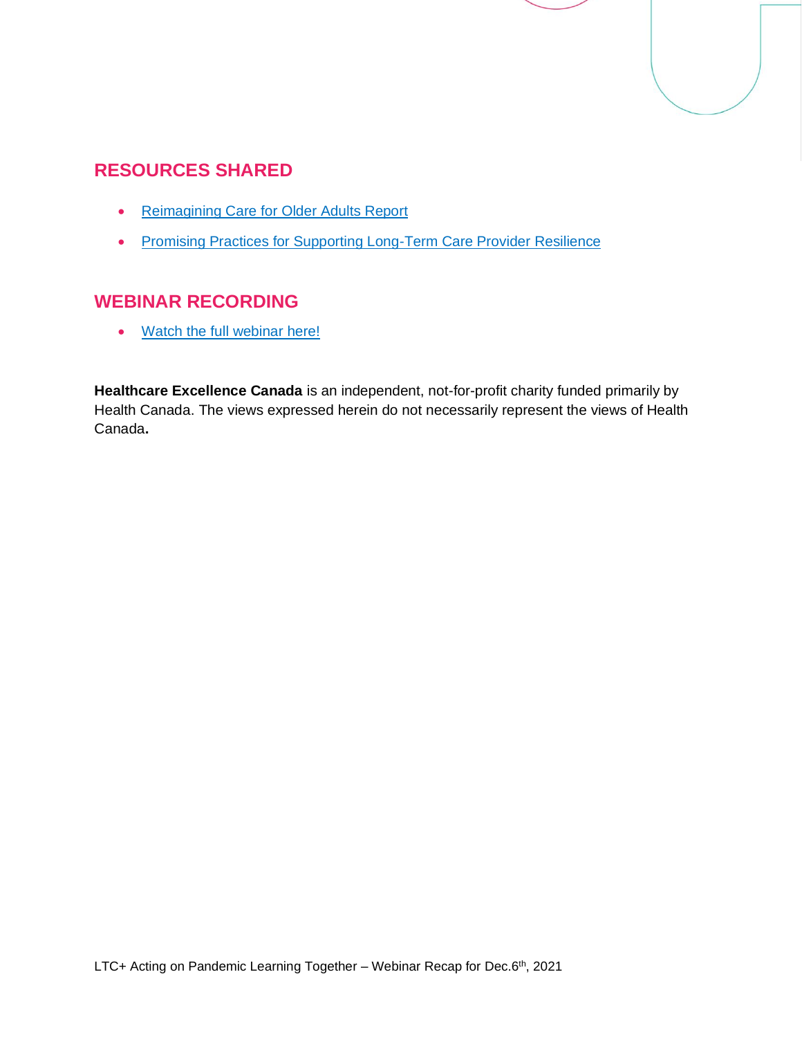## RESOURCES SHARED

- Reimagining Care for Older Adults Report
- Promising Practices for Supporting Long-Term Care Provider Resilience

## WEBINAR RECORDING

- Watch the full webinar here!

**Healthcare Excellence Canada** is an independent, not-for-profit charity funded primarily by Health Canada. The views expressed herein do not necessarily represent the views of Health Canada**.**